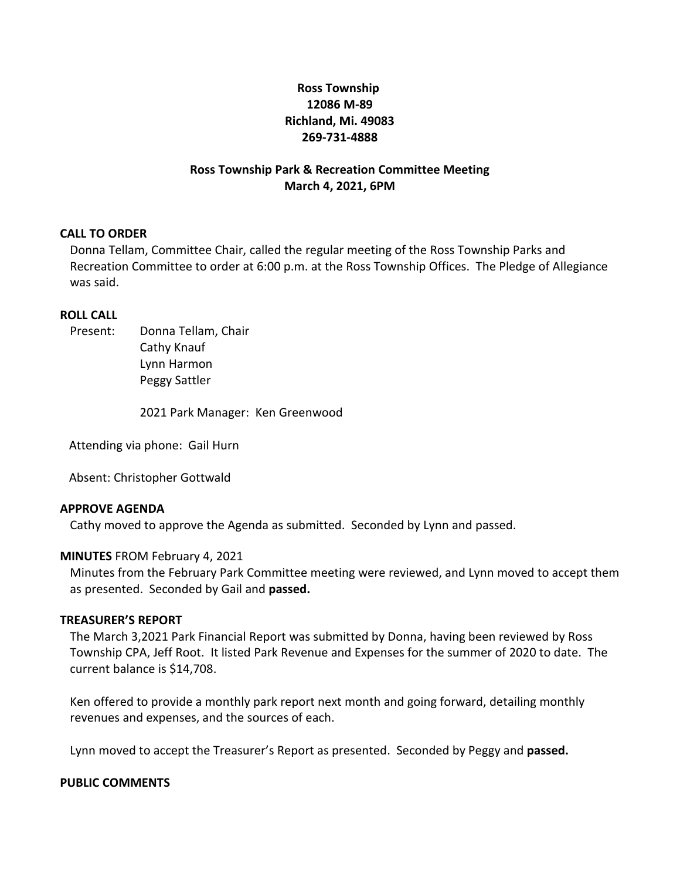**Ross Township**
**12086 M-89**
**Richland, Mi. 49083**
**269-731-4888**

**Ross Township Park & Recreation Committee Meeting**
**March 4, 2021, 6PM**

**CALL TO ORDER**

Donna Tellam, Committee Chair, called the regular meeting of the Ross Township Parks and Recreation Committee to order at 6:00 p.m. at the Ross Township Offices. The Pledge of Allegiance was said.

**ROLL CALL**

Present: Donna Tellam, Chair
Cathy Knauf
Lynn Harmon
Peggy Sattler

2021 Park Manager: Ken Greenwood

Attending via phone: Gail Hurn

Absent: Christopher Gottwald

**APPROVE AGENDA**

Cathy moved to approve the Agenda as submitted. Seconded by Lynn and passed.

**MINUTES** FROM February 4, 2021

Minutes from the February Park Committee meeting were reviewed, and Lynn moved to accept them as presented. Seconded by Gail and **passed.**

**TREASURER'S REPORT**

The March 3,2021 Park Financial Report was submitted by Donna, having been reviewed by Ross Township CPA, Jeff Root. It listed Park Revenue and Expenses for the summer of 2020 to date. The current balance is $14,708.

Ken offered to provide a monthly park report next month and going forward, detailing monthly revenues and expenses, and the sources of each.

Lynn moved to accept the Treasurer's Report as presented. Seconded by Peggy and **passed.**

**PUBLIC COMMENTS**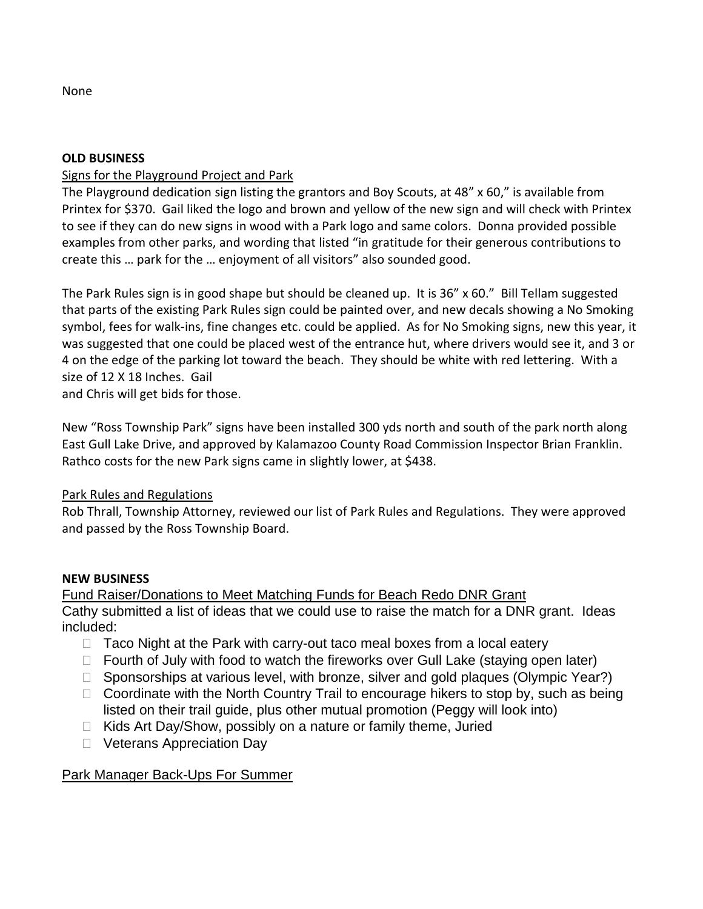None

**OLD BUSINESS**

Signs for the Playground Project and Park

The Playground dedication sign listing the grantors and Boy Scouts, at 48" x 60," is available from Printex for $370. Gail liked the logo and brown and yellow of the new sign and will check with Printex to see if they can do new signs in wood with a Park logo and same colors. Donna provided possible examples from other parks, and wording that listed "in gratitude for their generous contributions to create this … park for the … enjoyment of all visitors" also sounded good.

The Park Rules sign is in good shape but should be cleaned up. It is 36" x 60." Bill Tellam suggested that parts of the existing Park Rules sign could be painted over, and new decals showing a No Smoking symbol, fees for walk-ins, fine changes etc. could be applied. As for No Smoking signs, new this year, it was suggested that one could be placed west of the entrance hut, where drivers would see it, and 3 or 4 on the edge of the parking lot toward the beach. They should be white with red lettering. With a size of 12 X 18 Inches. Gail and Chris will get bids for those.

New "Ross Township Park" signs have been installed 300 yds north and south of the park north along East Gull Lake Drive, and approved by Kalamazoo County Road Commission Inspector Brian Franklin. Rathco costs for the new Park signs came in slightly lower, at $438.

Park Rules and Regulations

Rob Thrall, Township Attorney, reviewed our list of Park Rules and Regulations. They were approved and passed by the Ross Township Board.

**NEW BUSINESS**

Fund Raiser/Donations to Meet Matching Funds for Beach Redo DNR Grant

Cathy submitted a list of ideas that we could use to raise the match for a DNR grant. Ideas included:

- Taco Night at the Park with carry-out taco meal boxes from a local eatery
- Fourth of July with food to watch the fireworks over Gull Lake (staying open later)
- Sponsorships at various level, with bronze, silver and gold plaques (Olympic Year?)
- Coordinate with the North Country Trail to encourage hikers to stop by, such as being listed on their trail guide, plus other mutual promotion (Peggy will look into)
- Kids Art Day/Show, possibly on a nature or family theme, Juried
- Veterans Appreciation Day

Park Manager Back-Ups For Summer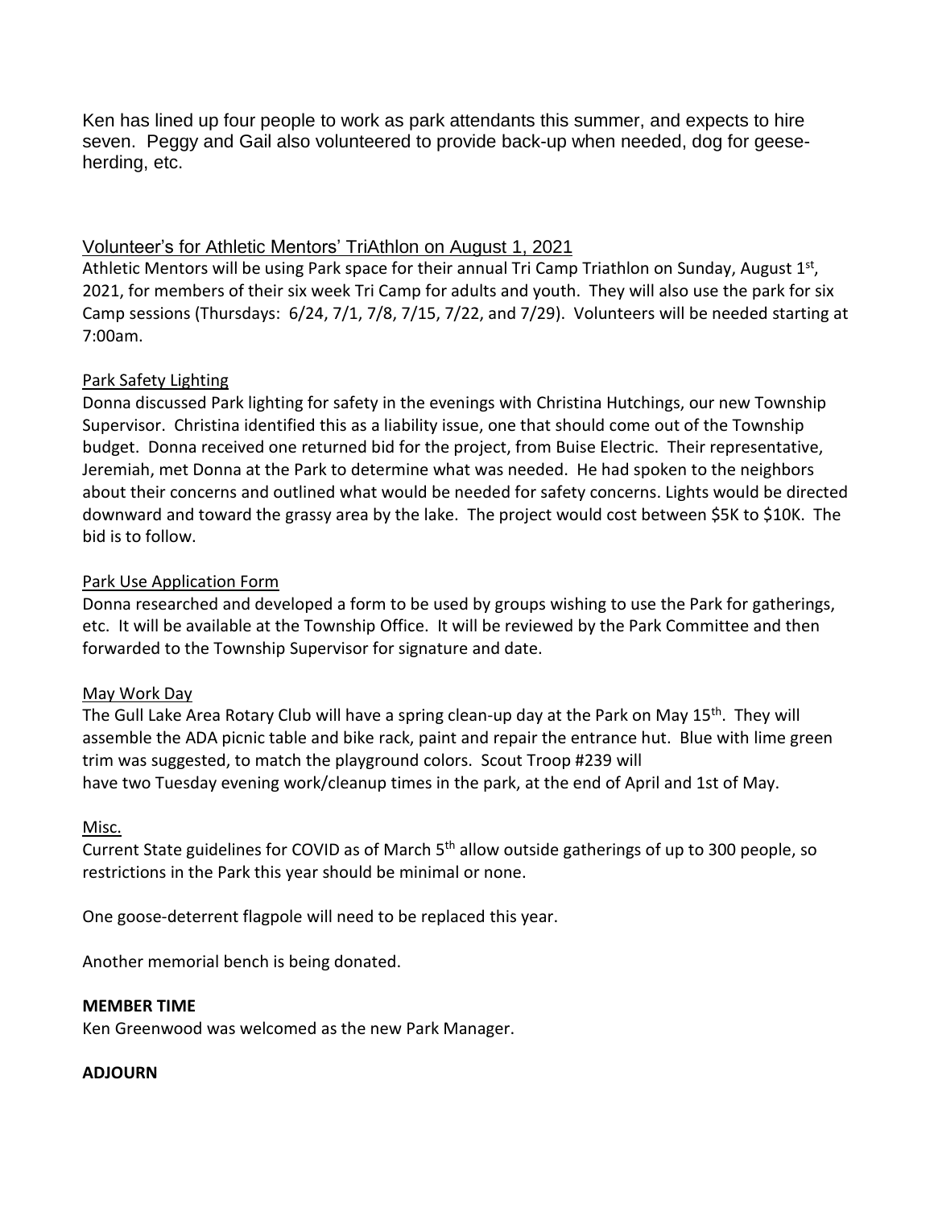Ken has lined up four people to work as park attendants this summer, and expects to hire seven. Peggy and Gail also volunteered to provide back-up when needed, dog for geese-herding, etc.

Volunteer's for Athletic Mentors' TriAthlon on August 1, 2021

Athletic Mentors will be using Park space for their annual Tri Camp Triathlon on Sunday, August 1st, 2021, for members of their six week Tri Camp for adults and youth. They will also use the park for six Camp sessions (Thursdays: 6/24, 7/1, 7/8, 7/15, 7/22, and 7/29). Volunteers will be needed starting at 7:00am.

Park Safety Lighting

Donna discussed Park lighting for safety in the evenings with Christina Hutchings, our new Township Supervisor. Christina identified this as a liability issue, one that should come out of the Township budget. Donna received one returned bid for the project, from Buise Electric. Their representative, Jeremiah, met Donna at the Park to determine what was needed. He had spoken to the neighbors about their concerns and outlined what would be needed for safety concerns. Lights would be directed downward and toward the grassy area by the lake. The project would cost between $5K to $10K. The bid is to follow.

Park Use Application Form

Donna researched and developed a form to be used by groups wishing to use the Park for gatherings, etc. It will be available at the Township Office. It will be reviewed by the Park Committee and then forwarded to the Township Supervisor for signature and date.

May Work Day

The Gull Lake Area Rotary Club will have a spring clean-up day at the Park on May 15th. They will assemble the ADA picnic table and bike rack, paint and repair the entrance hut. Blue with lime green trim was suggested, to match the playground colors. Scout Troop #239 will have two Tuesday evening work/cleanup times in the park, at the end of April and 1st of May.

Misc.

Current State guidelines for COVID as of March 5th allow outside gatherings of up to 300 people, so restrictions in the Park this year should be minimal or none.

One goose-deterrent flagpole will need to be replaced this year.

Another memorial bench is being donated.

**MEMBER TIME**

Ken Greenwood was welcomed as the new Park Manager.

**ADJOURN**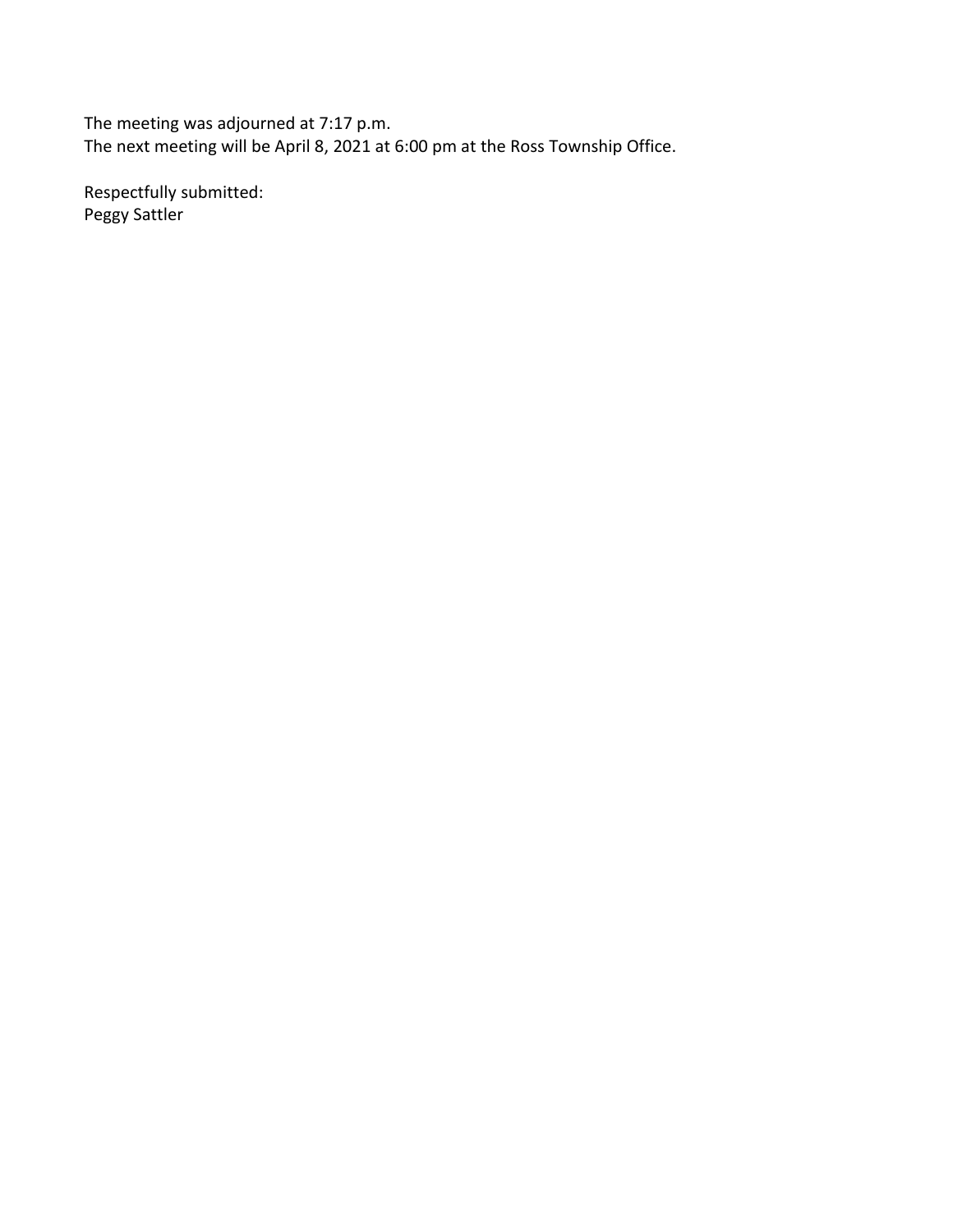The meeting was adjourned at 7:17 p.m.
The next meeting will be April 8, 2021 at 6:00 pm at the Ross Township Office.

Respectfully submitted:
Peggy Sattler